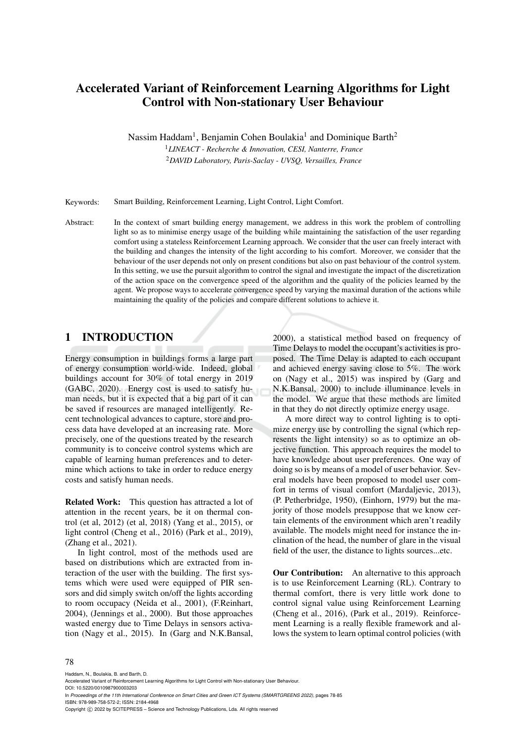# Accelerated Variant of Reinforcement Learning Algorithms for Light Control with Non-stationary User Behaviour

Nassim Haddam[1], Benjamin Cohen Boulakia[1] and Dominique Barth[2]

[1] *LINEACT - Recherche & Innovation, CESI, Nanterre, France*
[2] *DAVID Laboratory, Paris-Saclay - UVSQ, Versailles, France*

Keywords: Smart Building, Reinforcement Learning, Light Control, Light Comfort.

Abstract: In the context of smart building energy management, we address in this work the problem of controlling light so as to minimise energy usage of the building while maintaining the satisfaction of the user regarding comfort using a stateless Reinforcement Learning approach. We consider that the user can freely interact with the building and changes the intensity of the light according to his comfort. Moreover, we consider that the behaviour of the user depends not only on present conditions but also on past behaviour of the control system. In this setting, we use the pursuit algorithm to control the signal and investigate the impact of the discretization of the action space on the convergence speed of the algorithm and the quality of the policies learned by the agent. We propose ways to accelerate convergence speed by varying the maximal duration of the actions while maintaining the quality of the policies and compare different solutions to achieve it.

## 1 INTRODUCTION

Energy consumption in buildings forms a large part of energy consumption world-wide. Indeed, global buildings account for 30% of total energy in 2019 (GABC, 2020). Energy cost is used to satisfy human needs, but it is expected that a big part of it can be saved if resources are managed intelligently. Recent technological advances to capture, store and process data have developed at an increasing rate. More precisely, one of the questions treated by the research community is to conceive control systems which are capable of learning human preferences and to determine which actions to take in order to reduce energy costs and satisfy human needs.

**Related Work:** This question has attracted a lot of attention in the recent years, be it on thermal control (et al, 2012) (et al, 2018) (Yang et al., 2015), or light control (Cheng et al., 2016) (Park et al., 2019), (Zhang et al., 2021).

In light control, most of the methods used are based on distributions which are extracted from interaction of the user with the building. The first systems which were used were equipped of PIR sensors and did simply switch on/off the lights according to room occupacy (Neida et al., 2001), (F.Reinhart, 2004), (Jennings et al., 2000). But those approaches wasted energy due to Time Delays in sensors activation (Nagy et al., 2015). In (Garg and N.K.Bansal, 2000), a statistical method based on frequency of Time Delays to model the occupant's activities is proposed. The Time Delay is adapted to each occupant and achieved energy saving close to 5%. The work on (Nagy et al., 2015) was inspired by (Garg and N.K.Bansal, 2000) to include illuminance levels in the model. We argue that these methods are limited in that they do not directly optimize energy usage.

A more direct way to control lighting is to optimize energy use by controlling the signal (which represents the light intensity) so as to optimize an objective function. This approach requires the model to have knowledge about user preferences. One way of doing so is by means of a model of user behavior. Several models have been proposed to model user comfort in terms of visual comfort (Mardaljevic, 2013), (P. Petherbridge, 1950), (Einhorn, 1979) but the majority of those models presuppose that we know certain elements of the environment which aren't readily available. The models might need for instance the inclination of the head, the number of glare in the visual field of the user, the distance to lights sources...etc.

**Our Contribution:** An alternative to this approach is to use Reinforcement Learning (RL). Contrary to thermal comfort, there is very little work done to control signal value using Reinforcement Learning (Cheng et al., 2016), (Park et al., 2019). Reinforcement Learning is a really flexible framework and allows the system to learn optimal control policies (with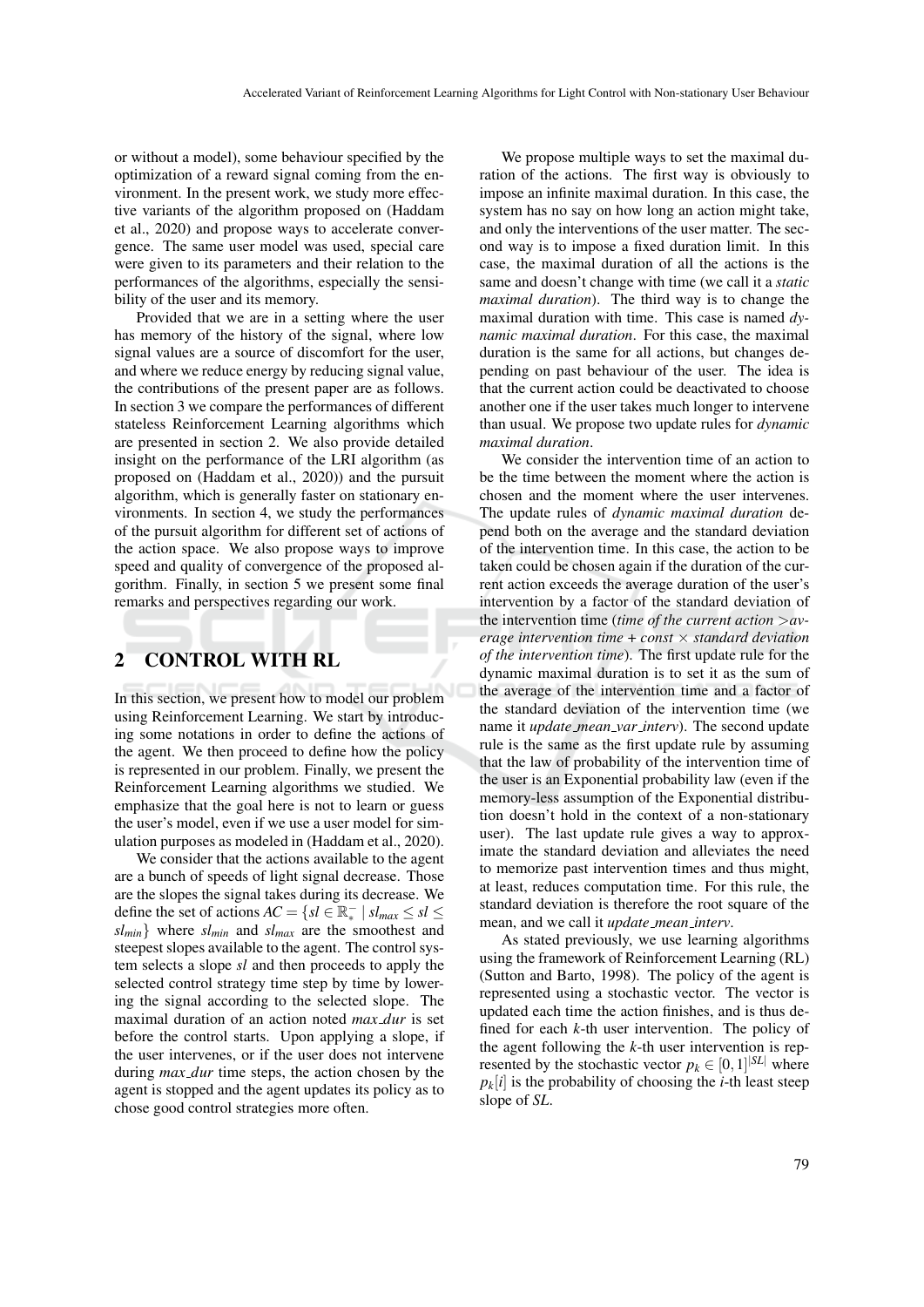or without a model), some behaviour specified by the optimization of a reward signal coming from the environment. In the present work, we study more effective variants of the algorithm proposed on (Haddam et al., 2020) and propose ways to accelerate convergence. The same user model was used, special care were given to its parameters and their relation to the performances of the algorithms, especially the sensibility of the user and its memory.

Provided that we are in a setting where the user has memory of the history of the signal, where low signal values are a source of discomfort for the user, and where we reduce energy by reducing signal value, the contributions of the present paper are as follows. In section 3 we compare the performances of different stateless Reinforcement Learning algorithms which are presented in section 2. We also provide detailed insight on the performance of the LRI algorithm (as proposed on (Haddam et al., 2020)) and the pursuit algorithm, which is generally faster on stationary environments. In section 4, we study the performances of the pursuit algorithm for different set of actions of the action space. We also propose ways to improve speed and quality of convergence of the proposed algorithm. Finally, in section 5 we present some final remarks and perspectives regarding our work.

## 2 CONTROL WITH RL

In this section, we present how to model our problem using Reinforcement Learning. We start by introducing some notations in order to define the actions of the agent. We then proceed to define how the policy is represented in our problem. Finally, we present the Reinforcement Learning algorithms we studied. We emphasize that the goal here is not to learn or guess the user's model, even if we use a user model for simulation purposes as modeled in (Haddam et al., 2020).

We consider that the actions available to the agent are a bunch of speeds of light signal decrease. Those are the slopes the signal takes during its decrease. We define the set of actions $AC = \{sl \in \mathbb{R}^{-}_{*} \mid sl_{max} \leq sl \leq sl_{min}\}$ where $sl_{min}$ and $sl_{max}$ are the smoothest and steepest slopes available to the agent. The control system selects a slope $sl$ and then proceeds to apply the selected control strategy time step by time by lowering the signal according to the selected slope. The maximal duration of an action noted $max\_dur$ is set before the control starts. Upon applying a slope, if the user intervenes, or if the user does not intervene during $max\_dur$ time steps, the action chosen by the agent is stopped and the agent updates its policy as to chose good control strategies more often.

We propose multiple ways to set the maximal duration of the actions. The first way is obviously to impose an infinite maximal duration. In this case, the system has no say on how long an action might take, and only the interventions of the user matter. The second way is to impose a fixed duration limit. In this case, the maximal duration of all the actions is the same and doesn't change with time (we call it a *static maximal duration*). The third way is to change the maximal duration with time. This case is named *dynamic maximal duration*. For this case, the maximal duration is the same for all actions, but changes depending on past behaviour of the user. The idea is that the current action could be deactivated to choose another one if the user takes much longer to intervene than usual. We propose two update rules for *dynamic maximal duration*.

We consider the intervention time of an action to be the time between the moment where the action is chosen and the moment where the user intervenes. The update rules of *dynamic maximal duration* depend both on the average and the standard deviation of the intervention time. In this case, the action to be taken could be chosen again if the duration of the current action exceeds the average duration of the user's intervention by a factor of the standard deviation of the intervention time (*time of the current action >average intervention time + const × standard deviation of the intervention time*). The first update rule for the dynamic maximal duration is to set it as the sum of the average of the intervention time and a factor of the standard deviation of the intervention time (we name it *update_mean_var_interv*). The second update rule is the same as the first update rule by assuming that the law of probability of the intervention time of the user is an Exponential probability law (even if the memory-less assumption of the Exponential distribution doesn't hold in the context of a non-stationary user). The last update rule gives a way to approximate the standard deviation and alleviates the need to memorize past intervention times and thus might, at least, reduces computation time. For this rule, the standard deviation is therefore the root square of the mean, and we call it *update_mean_interv*.

As stated previously, we use learning algorithms using the framework of Reinforcement Learning (RL) (Sutton and Barto, 1998). The policy of the agent is represented using a stochastic vector. The vector is updated each time the action finishes, and is thus defined for each $k$-th user intervention. The policy of the agent following the $k$-th user intervention is represented by the stochastic vector $p_k \in [0,1]^{|SL|}$ where $p_k[i]$ is the probability of choosing the $i$-th least steep slope of $SL$.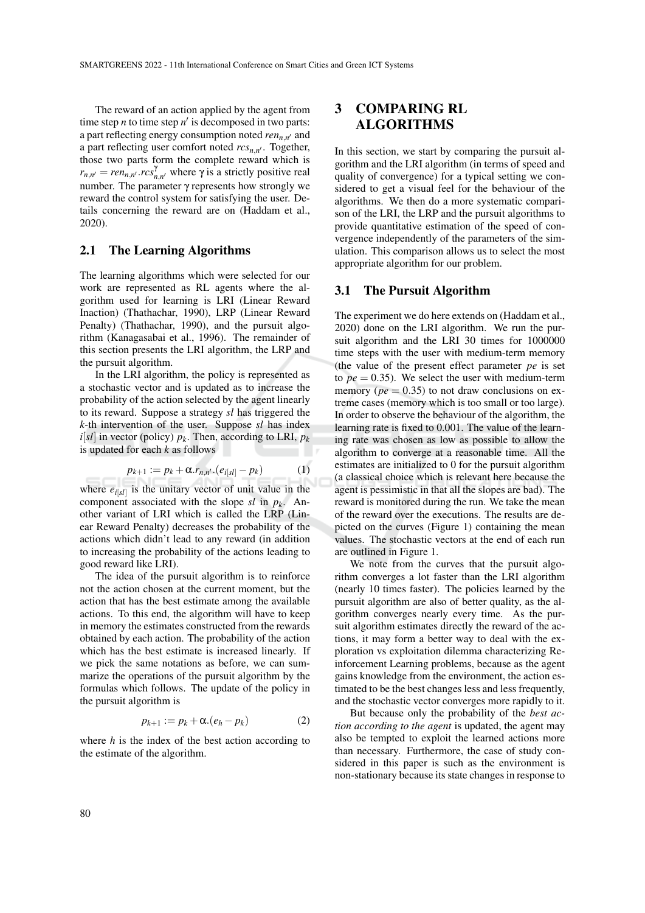The reward of an action applied by the agent from time step $n$ to time step $n'$ is decomposed in two parts: a part reflecting energy consumption noted $ren_{n,n'}$ and a part reflecting user comfort noted $rcs_{n,n'}$. Together, those two parts form the complete reward which is $r_{n,n'} = ren_{n,n'}.rcs_{n,n'}^{\gamma}$ where $\gamma$ is a strictly positive real number. The parameter $\gamma$ represents how strongly we reward the control system for satisfying the user. Details concerning the reward are on (Haddam et al., 2020).

## 2.1 The Learning Algorithms

The learning algorithms which were selected for our work are represented as RL agents where the algorithm used for learning is LRI (Linear Reward Inaction) (Thathachar, 1990), LRP (Linear Reward Penalty) (Thathachar, 1990), and the pursuit algorithm (Kanagasabai et al., 1996). The remainder of this section presents the LRI algorithm, the LRP and the pursuit algorithm.

In the LRI algorithm, the policy is represented as a stochastic vector and is updated as to increase the probability of the action selected by the agent linearly to its reward. Suppose a strategy $sl$ has triggered the $k$-th intervention of the user. Suppose $sl$ has index $i[sl]$ in vector (policy) $p_k$. Then, according to LRI, $p_k$ is updated for each $k$ as follows

$$p_{k+1} := p_k + \alpha.r_{n,n'}.(e_{i[sl]} - p_k) \tag{1}$$

where $e_{i[sl]}$ is the unitary vector of unit value in the component associated with the slope $sl$ in $p_k$. Another variant of LRI which is called the LRP (Linear Reward Penalty) decreases the probability of the actions which didn't lead to any reward (in addition to increasing the probability of the actions leading to good reward like LRI).

The idea of the pursuit algorithm is to reinforce not the action chosen at the current moment, but the action that has the best estimate among the available actions. To this end, the algorithm will have to keep in memory the estimates constructed from the rewards obtained by each action. The probability of the action which has the best estimate is increased linearly. If we pick the same notations as before, we can summarize the operations of the pursuit algorithm by the formulas which follows. The update of the policy in the pursuit algorithm is

$$p_{k+1} := p_k + \alpha.(e_h - p_k) \tag{2}$$

where $h$ is the index of the best action according to the estimate of the algorithm.

# 3 COMPARING RL ALGORITHMS

In this section, we start by comparing the pursuit algorithm and the LRI algorithm (in terms of speed and quality of convergence) for a typical setting we considered to get a visual feel for the behaviour of the algorithms. We then do a more systematic comparison of the LRI, the LRP and the pursuit algorithms to provide quantitative estimation of the speed of convergence independently of the parameters of the simulation. This comparison allows us to select the most appropriate algorithm for our problem.

## 3.1 The Pursuit Algorithm

The experiment we do here extends on (Haddam et al., 2020) done on the LRI algorithm. We run the pursuit algorithm and the LRI 30 times for 1000000 time steps with the user with medium-term memory (the value of the present effect parameter $pe$ is set to $pe = 0.35$). We select the user with medium-term memory ($pe = 0.35$) to not draw conclusions on extreme cases (memory which is too small or too large). In order to observe the behaviour of the algorithm, the learning rate is fixed to 0.001. The value of the learning rate was chosen as low as possible to allow the algorithm to converge at a reasonable time. All the estimates are initialized to 0 for the pursuit algorithm (a classical choice which is relevant here because the agent is pessimistic in that all the slopes are bad). The reward is monitored during the run. We take the mean of the reward over the executions. The results are depicted on the curves (Figure 1) containing the mean values. The stochastic vectors at the end of each run are outlined in Figure 1.

We note from the curves that the pursuit algorithm converges a lot faster than the LRI algorithm (nearly 10 times faster). The policies learned by the pursuit algorithm are also of better quality, as the algorithm converges nearly every time. As the pursuit algorithm estimates directly the reward of the actions, it may form a better way to deal with the exploration vs exploitation dilemma characterizing Reinforcement Learning problems, because as the agent gains knowledge from the environment, the action estimated to be the best changes less and less frequently, and the stochastic vector converges more rapidly to it.

But because only the probability of the *best action according to the agent* is updated, the agent may also be tempted to exploit the learned actions more than necessary. Furthermore, the case of study considered in this paper is such as the environment is non-stationary because its state changes in response to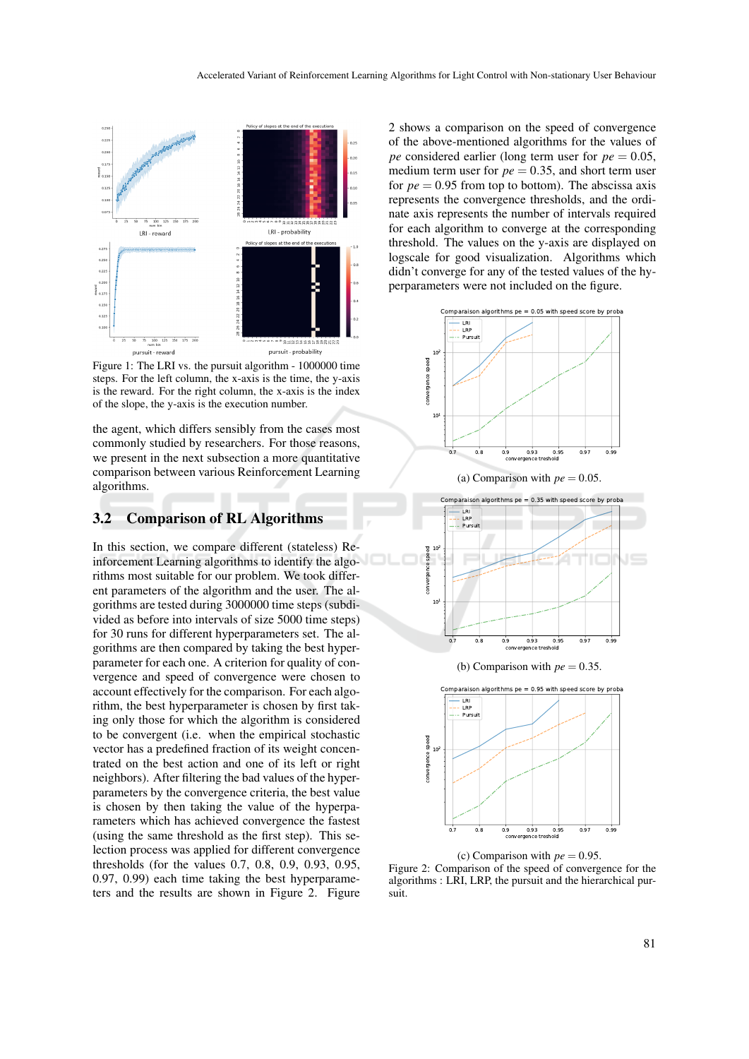Figure 1: The LRI vs. the pursuit algorithm - 1000000 time steps. For the left column, the x-axis is the time, the y-axis is the reward. For the right column, the x-axis is the index of the slope, the y-axis is the execution number.

the agent, which differs sensibly from the cases most commonly studied by researchers. For those reasons, we present in the next subsection a more quantitative comparison between various Reinforcement Learning algorithms.

### 3.2 Comparison of RL Algorithms

In this section, we compare different (stateless) Reinforcement Learning algorithms to identify the algorithms most suitable for our problem. We took different parameters of the algorithm and the user. The algorithms are tested during 3000000 time steps (subdivided as before into intervals of size 5000 time steps) for 30 runs for different hyperparameters set. The algorithms are then compared by taking the best hyperparameter for each one. A criterion for quality of convergence and speed of convergence were chosen to account effectively for the comparison. For each algorithm, the best hyperparameter is chosen by first taking only those for which the algorithm is considered to be convergent (i.e. when the empirical stochastic vector has a predefined fraction of its weight concentrated on the best action and one of its left or right neighbors). After filtering the bad values of the hyperparameters by the convergence criteria, the best value is chosen by then taking the value of the hyperparameters which has achieved convergence the fastest (using the same threshold as the first step). This selection process was applied for different convergence thresholds (for the values 0.7, 0.8, 0.9, 0.93, 0.95, 0.97, 0.99) each time taking the best hyperparameters and the results are shown in Figure 2. Figure 2 shows a comparison on the speed of convergence of the above-mentioned algorithms for the values of $pe$ considered earlier (long term user for $pe = 0.05$, medium term user for $pe = 0.35$, and short term user for $pe = 0.95$ from top to bottom). The abscissa axis represents the convergence thresholds, and the ordinate axis represents the number of intervals required for each algorithm to converge at the corresponding threshold. The values on the y-axis are displayed on logscale for good visualization. Algorithms which didn't converge for any of the tested values of the hyperparameters were not included on the figure.

(a) Comparison with $pe = 0.05$.

(b) Comparison with $pe = 0.35$.

(c) Comparison with $pe = 0.95$.

Figure 2: Comparison of the speed of convergence for the algorithms : LRI, LRP, the pursuit and the hierarchical pursuit.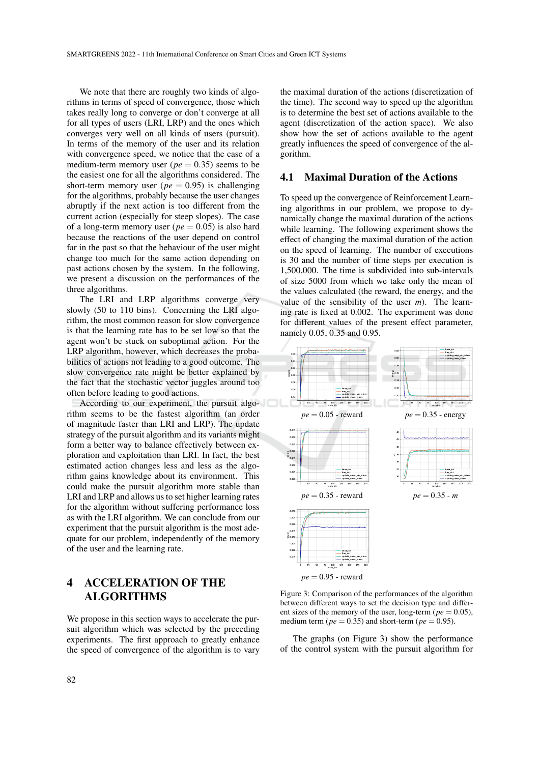We note that there are roughly two kinds of algorithms in terms of speed of convergence, those which takes really long to converge or don't converge at all for all types of users (LRI, LRP) and the ones which converges very well on all kinds of users (pursuit). In terms of the memory of the user and its relation with convergence speed, we notice that the case of a medium-term memory user ($pe = 0.35$) seems to be the easiest one for all the algorithms considered. The short-term memory user ($pe = 0.95$) is challenging for the algorithms, probably because the user changes abruptly if the next action is too different from the current action (especially for steep slopes). The case of a long-term memory user ($pe = 0.05$) is also hard because the reactions of the user depend on control far in the past so that the behaviour of the user might change too much for the same action depending on past actions chosen by the system. In the following, we present a discussion on the performances of the three algorithms.

The LRI and LRP algorithms converge very slowly (50 to 110 bins). Concerning the LRI algorithm, the most common reason for slow convergence is that the learning rate has to be set low so that the agent won't be stuck on suboptimal action. For the LRP algorithm, however, which decreases the probabilities of actions not leading to a good outcome. The slow convergence rate might be better explained by the fact that the stochastic vector juggles around too often before leading to good actions.

According to our experiment, the pursuit algorithm seems to be the fastest algorithm (an order of magnitude faster than LRI and LRP). The update strategy of the pursuit algorithm and its variants might form a better way to balance effectively between exploration and exploitation than LRI. In fact, the best estimated action changes less and less as the algorithm gains knowledge about its environment. This could make the pursuit algorithm more stable than LRI and LRP and allows us to set higher learning rates for the algorithm without suffering performance loss as with the LRI algorithm. We can conclude from our experiment that the pursuit algorithm is the most adequate for our problem, independently of the memory of the user and the learning rate.

# 4 ACCELERATION OF THE ALGORITHMS

We propose in this section ways to accelerate the pursuit algorithm which was selected by the preceding experiments. The first approach to greatly enhance the speed of convergence of the algorithm is to vary the maximal duration of the actions (discretization of the time). The second way to speed up the algorithm is to determine the best set of actions available to the agent (discretization of the action space). We also show how the set of actions available to the agent greatly influences the speed of convergence of the algorithm.

## 4.1 Maximal Duration of the Actions

To speed up the convergence of Reinforcement Learning algorithms in our problem, we propose to dynamically change the maximal duration of the actions while learning. The following experiment shows the effect of changing the maximal duration of the action on the speed of learning. The number of executions is 30 and the number of time steps per execution is 1,500,000. The time is subdivided into sub-intervals of size 5000 from which we take only the mean of the values calculated (the reward, the energy, and the value of the sensibility of the user $m$). The learning rate is fixed at 0.002. The experiment was done for different values of the present effect parameter, namely 0.05, 0.35 and 0.95.

$pe = 0.05$ - reward

$pe = 0.35$ - energy

$pe = 0.35$ - reward

$pe = 0.35$ - $m$

$pe = 0.95$ - reward

Figure 3: Comparison of the performances of the algorithm between different ways to set the decision type and different sizes of the memory of the user, long-term ($pe = 0.05$), medium term ($pe = 0.35$) and short-term ($pe = 0.95$).

The graphs (on Figure 3) show the performance of the control system with the pursuit algorithm for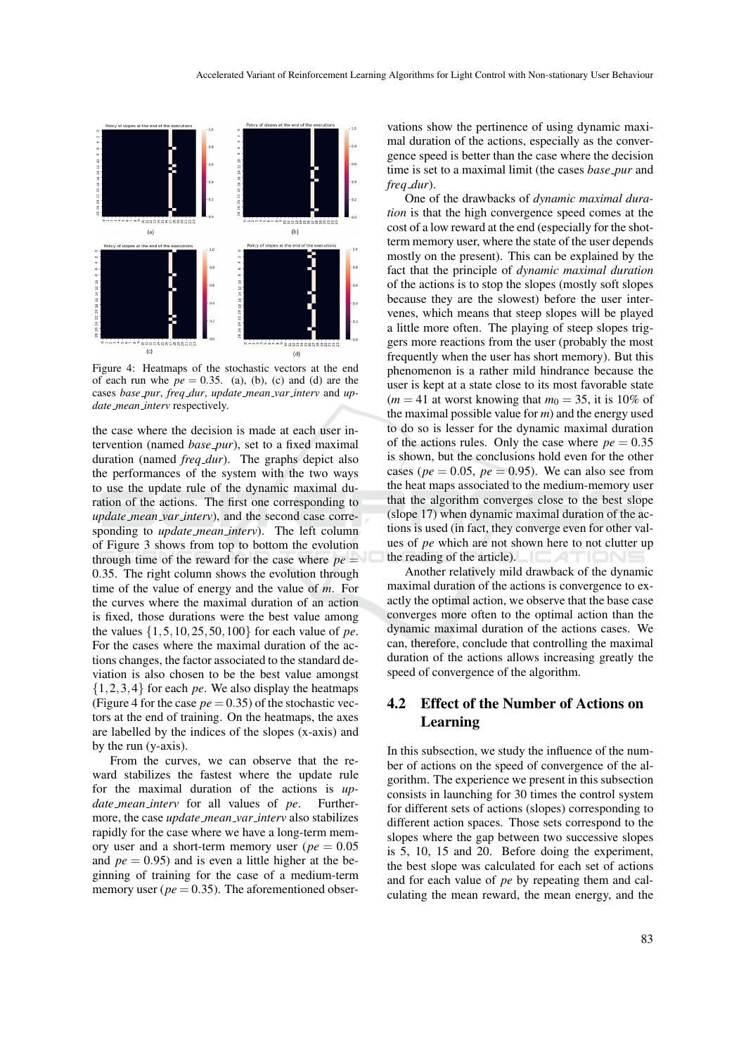Figure 4: Heatmaps of the stochastic vectors at the end of each run whe $pe = 0.35$. (a), (b), (c) and (d) are the cases *base_pur*, *freq_dur*, *update_mean_var_interv* and *update_mean_interv* respectively.

the case where the decision is made at each user intervention (named *base_pur*), set to a fixed maximal duration (named *freq_dur*). The graphs depict also the performances of the system with the two ways to use the update rule of the dynamic maximal duration of the actions. The first one corresponding to *update_mean_var_interv*), and the second case corresponding to *update_mean_interv*). The left column of Figure 3 shows from top to bottom the evolution through time of the reward for the case where $pe = 0.35$. The right column shows the evolution through time of the value of energy and the value of $m$. For the curves where the maximal duration of an action is fixed, those durations were the best value among the values $\{1, 5, 10, 25, 50, 100\}$ for each value of $pe$. For the cases where the maximal duration of the actions changes, the factor associated to the standard deviation is also chosen to be the best value amongst $\{1, 2, 3, 4\}$ for each $pe$. We also display the heatmaps (Figure 4 for the case $pe = 0.35$) of the stochastic vectors at the end of training. On the heatmaps, the axes are labelled by the indices of the slopes (x-axis) and by the run (y-axis).

From the curves, we can observe that the reward stabilizes the fastest where the update rule for the maximal duration of the actions is *update_mean_interv* for all values of *pe*. Furthermore, the case *update_mean_var_interv* also stabilizes rapidly for the case where we have a long-term memory user and a short-term memory user ($pe = 0.05$ and $pe = 0.95$) and is even a little higher at the beginning of training for the case of a medium-term memory user ($pe = 0.35$). The aforementioned observations show the pertinence of using dynamic maximal duration of the actions, especially as the convergence speed is better than the case where the decision time is set to a maximal limit (the cases *base_pur* and *freq_dur*).

One of the drawbacks of *dynamic maximal duration* is that the high convergence speed comes at the cost of a low reward at the end (especially for the short-term memory user, where the state of the user depends mostly on the present). This can be explained by the fact that the principle of *dynamic maximal duration* of the actions is to stop the slopes (mostly soft slopes because they are the slowest) before the user intervenes, which means that steep slopes will be played a little more often. The playing of steep slopes triggers more reactions from the user (probably the most frequently when the user has short memory). But this phenomenon is a rather mild hindrance because the user is kept at a state close to its most favorable state ($m = 41$ at worst knowing that $m_0 = 35$, it is 10% of the maximal possible value for $m$) and the energy used to do so is lesser for the dynamic maximal duration of the actions rules. Only the case where $pe = 0.35$ is shown, but the conclusions hold even for the other cases ($pe = 0.05$, $pe = 0.95$). We can also see from the heat maps associated to the medium-memory user that the algorithm converges close to the best slope (slope 17) when dynamic maximal duration of the actions is used (in fact, they converge even for other values of *pe* which are not shown here to not clutter up the reading of the article).

Another relatively mild drawback of the dynamic maximal duration of the actions is convergence to exactly the optimal action, we observe that the base case converges more often to the optimal action than the dynamic maximal duration of the actions cases. We can, therefore, conclude that controlling the maximal duration of the actions allows increasing greatly the speed of convergence of the algorithm.

## 4.2 Effect of the Number of Actions on Learning

In this subsection, we study the influence of the number of actions on the speed of convergence of the algorithm. The experience we present in this subsection consists in launching for 30 times the control system for different sets of actions (slopes) corresponding to different action spaces. Those sets correspond to the slopes where the gap between two successive slopes is 5, 10, 15 and 20. Before doing the experiment, the best slope was calculated for each set of actions and for each value of *pe* by repeating them and calculating the mean reward, the mean energy, and the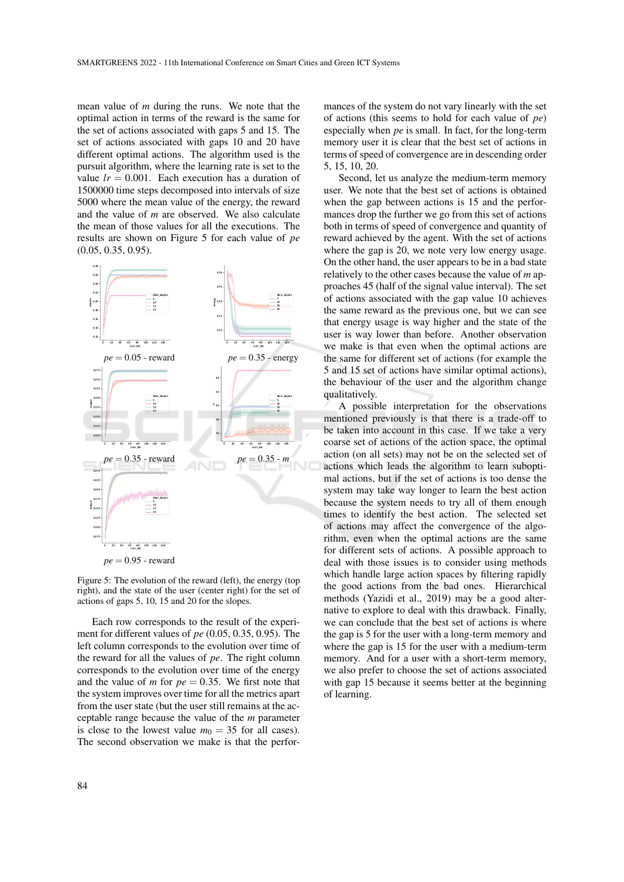mean value of $m$ during the runs. We note that the optimal action in terms of the reward is the same for the set of actions associated with gaps 5 and 15. The set of actions associated with gaps 10 and 20 have different optimal actions. The algorithm used is the pursuit algorithm, where the learning rate is set to the value $lr = 0.001$. Each execution has a duration of 1500000 time steps decomposed into intervals of size 5000 where the mean value of the energy, the reward and the value of $m$ are observed. We also calculate the mean of those values for all the executions. The results are shown on Figure 5 for each value of $pe$ (0.05, 0.35, 0.95).

$pe = 0.05$ - reward

$pe = 0.35$ - energy

$pe = 0.35$ - reward

$pe = 0.35$ - $m$

$pe = 0.95$ - reward

Figure 5: The evolution of the reward (left), the energy (top right), and the state of the user (center right) for the set of actions of gaps 5, 10, 15 and 20 for the slopes.

Each row corresponds to the result of the experiment for different values of $pe$ (0.05, 0.35, 0.95). The left column corresponds to the evolution over time of the reward for all the values of $pe$. The right column corresponds to the evolution over time of the energy and the value of $m$ for $pe = 0.35$. We first note that the system improves over time for all the metrics apart from the user state (but the user still remains at the acceptable range because the value of the $m$ parameter is close to the lowest value $m_0 = 35$ for all cases). The second observation we make is that the performances of the system do not vary linearly with the set of actions (this seems to hold for each value of $pe$) especially when $pe$ is small. In fact, for the long-term memory user it is clear that the best set of actions in terms of speed of convergence are in descending order 5, 15, 10, 20.

Second, let us analyze the medium-term memory user. We note that the best set of actions is obtained when the gap between actions is 15 and the performances drop the further we go from this set of actions both in terms of speed of convergence and quantity of reward achieved by the agent. With the set of actions where the gap is 20, we note very low energy usage. On the other hand, the user appears to be in a bad state relatively to the other cases because the value of $m$ approaches 45 (half of the signal value interval). The set of actions associated with the gap value 10 achieves the same reward as the previous one, but we can see that energy usage is way higher and the state of the user is way lower than before. Another observation we make is that even when the optimal actions are the same for different set of actions (for example the 5 and 15 set of actions have similar optimal actions), the behaviour of the user and the algorithm change qualitatively.

A possible interpretation for the observations mentioned previously is that there is a trade-off to be taken into account in this case. If we take a very coarse set of actions of the action space, the optimal action (on all sets) may not be on the selected set of actions which leads the algorithm to learn suboptimal actions, but if the set of actions is too dense the system may take way longer to learn the best action because the system needs to try all of them enough times to identify the best action. The selected set of actions may affect the convergence of the algorithm, even when the optimal actions are the same for different sets of actions. A possible approach to deal with those issues is to consider using methods which handle large action spaces by filtering rapidly the good actions from the bad ones. Hierarchical methods (Yazidi et al., 2019) may be a good alternative to explore to deal with this drawback. Finally, we can conclude that the best set of actions is where the gap is 5 for the user with a long-term memory and where the gap is 15 for the user with a medium-term memory. And for a user with a short-term memory, we also prefer to choose the set of actions associated with gap 15 because it seems better at the beginning of learning.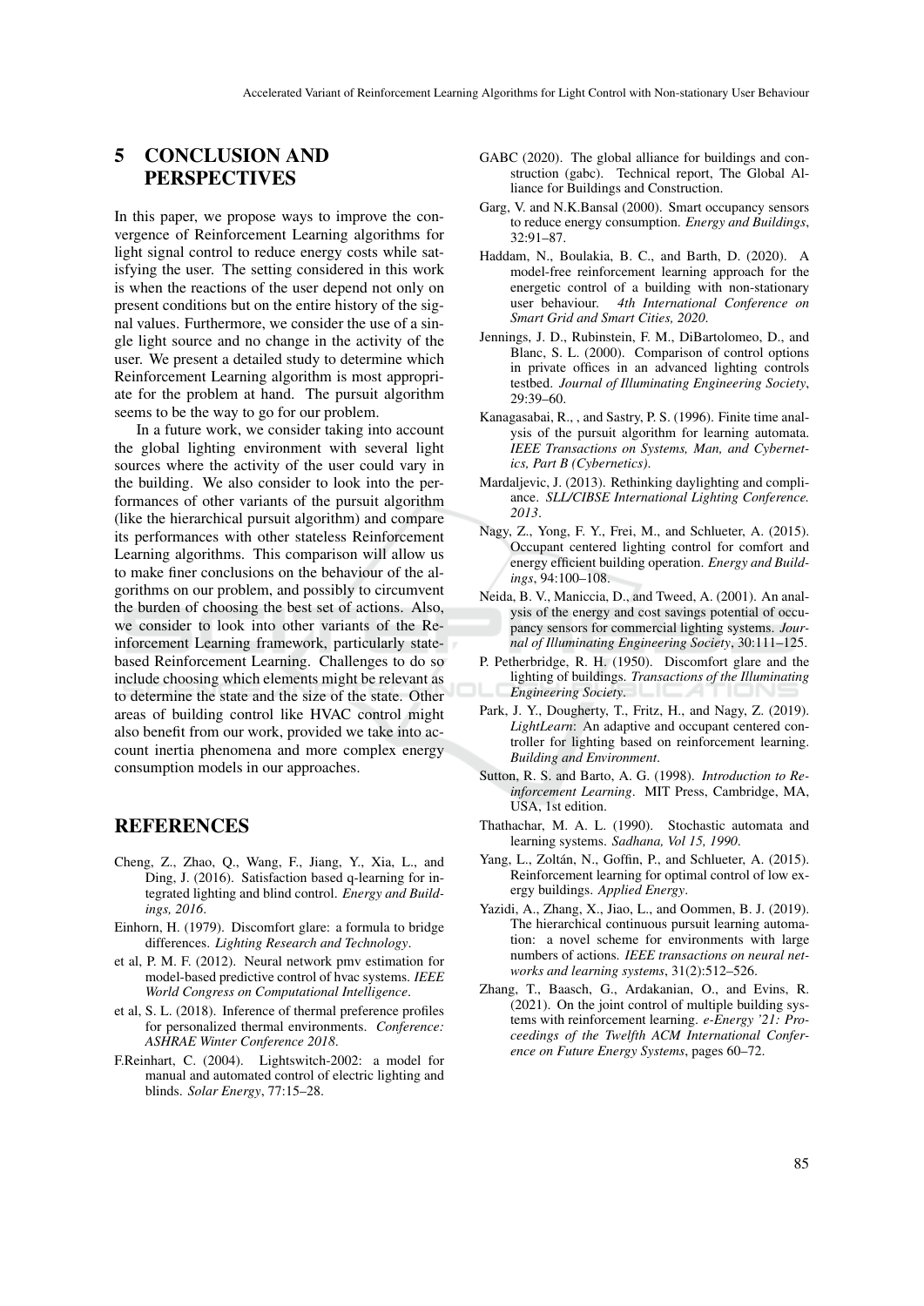## 5 CONCLUSION AND PERSPECTIVES

In this paper, we propose ways to improve the convergence of Reinforcement Learning algorithms for light signal control to reduce energy costs while satisfying the user. The setting considered in this work is when the reactions of the user depend not only on present conditions but on the entire history of the signal values. Furthermore, we consider the use of a single light source and no change in the activity of the user. We present a detailed study to determine which Reinforcement Learning algorithm is most appropriate for the problem at hand. The pursuit algorithm seems to be the way to go for our problem.

In a future work, we consider taking into account the global lighting environment with several light sources where the activity of the user could vary in the building. We also consider to look into the performances of other variants of the pursuit algorithm (like the hierarchical pursuit algorithm) and compare its performances with other stateless Reinforcement Learning algorithms. This comparison will allow us to make finer conclusions on the behaviour of the algorithms on our problem, and possibly to circumvent the burden of choosing the best set of actions. Also, we consider to look into other variants of the Reinforcement Learning framework, particularly state-based Reinforcement Learning. Challenges to do so include choosing which elements might be relevant as to determine the state and the size of the state. Other areas of building control like HVAC control might also benefit from our work, provided we take into account inertia phenomena and more complex energy consumption models in our approaches.

## REFERENCES

Cheng, Z., Zhao, Q., Wang, F., Jiang, Y., Xia, L., and Ding, J. (2016). Satisfaction based q-learning for integrated lighting and blind control. *Energy and Buildings, 2016*.

Einhorn, H. (1979). Discomfort glare: a formula to bridge differences. *Lighting Research and Technology*.

et al, P. M. F. (2012). Neural network pmv estimation for model-based predictive control of hvac systems. *IEEE World Congress on Computational Intelligence*.

et al, S. L. (2018). Inference of thermal preference profiles for personalized thermal environments. *Conference: ASHRAE Winter Conference 2018*.

F.Reinhart, C. (2004). Lightswitch-2002: a model for manual and automated control of electric lighting and blinds. *Solar Energy*, 77:15–28.

GABC (2020). The global alliance for buildings and construction (gabc). Technical report, The Global Alliance for Buildings and Construction.

Garg, V. and N.K.Bansal (2000). Smart occupancy sensors to reduce energy consumption. *Energy and Buildings*, 32:91–87.

Haddam, N., Boulakia, B. C., and Barth, D. (2020). A model-free reinforcement learning approach for the energetic control of a building with non-stationary user behaviour. *4th International Conference on Smart Grid and Smart Cities, 2020*.

Jennings, J. D., Rubinstein, F. M., DiBartolomeo, D., and Blanc, S. L. (2000). Comparison of control options in private offices in an advanced lighting controls testbed. *Journal of Illuminating Engineering Society*, 29:39–60.

Kanagasabai, R., , and Sastry, P. S. (1996). Finite time analysis of the pursuit algorithm for learning automata. *IEEE Transactions on Systems, Man, and Cybernetics, Part B (Cybernetics)*.

Mardaljevic, J. (2013). Rethinking daylighting and compliance. *SLL/CIBSE International Lighting Conference. 2013*.

Nagy, Z., Yong, F. Y., Frei, M., and Schlueter, A. (2015). Occupant centered lighting control for comfort and energy efficient building operation. *Energy and Buildings*, 94:100–108.

Neida, B. V., Maniccia, D., and Tweed, A. (2001). An analysis of the energy and cost savings potential of occupancy sensors for commercial lighting systems. *Journal of Illuminating Engineering Society*, 30:111–125.

P. Petherbridge, R. H. (1950). Discomfort glare and the lighting of buildings. *Transactions of the Illuminating Engineering Society*.

Park, J. Y., Dougherty, T., Fritz, H., and Nagy, Z. (2019). *LightLearn*: An adaptive and occupant centered controller for lighting based on reinforcement learning. *Building and Environment*.

Sutton, R. S. and Barto, A. G. (1998). *Introduction to Reinforcement Learning*. MIT Press, Cambridge, MA, USA, 1st edition.

Thathachar, M. A. L. (1990). Stochastic automata and learning systems. *Sadhana, Vol 15, 1990*.

Yang, L., Zoltán, N., Goffin, P., and Schlueter, A. (2015). Reinforcement learning for optimal control of low exergy buildings. *Applied Energy*.

Yazidi, A., Zhang, X., Jiao, L., and Oommen, B. J. (2019). The hierarchical continuous pursuit learning automation: a novel scheme for environments with large numbers of actions. *IEEE transactions on neural networks and learning systems*, 31(2):512–526.

Zhang, T., Baasch, G., Ardakanian, O., and Evins, R. (2021). On the joint control of multiple building systems with reinforcement learning. *e-Energy '21: Proceedings of the Twelfth ACM International Conference on Future Energy Systems*, pages 60–72.